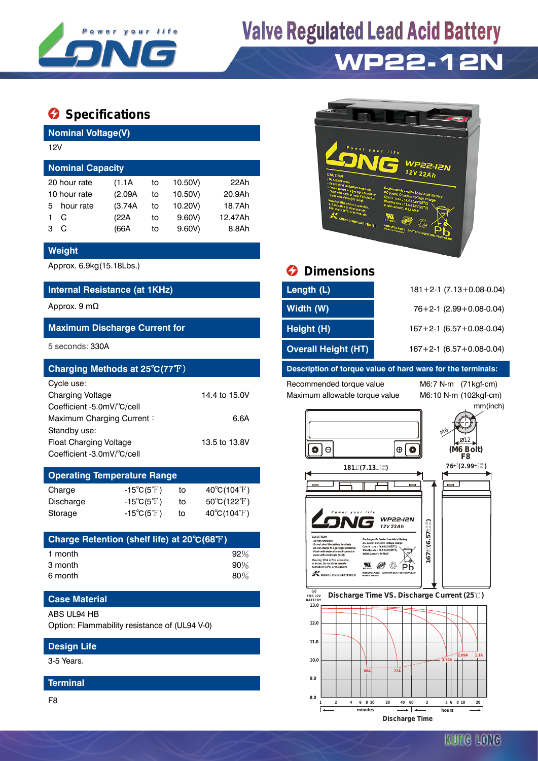# Valve Regulated Lead Acid Battery

# WP22-12N

## Specifications

### Nominal Voltage(V)

12V

### Nominal Capacity

| | | | | |
|---|---|---|---|---|
| 20 hour rate | (1.1A | to | 10.50V) | 22Ah |
| 10 hour rate | (2.09A | to | 10.50V) | 20.9Ah |
| 5 hour rate | (3.74A | to | 10.20V) | 18.7Ah |
| 1 C | (22A | to | 9.60V) | 12.47Ah |
| 3 C | (66A | to | 9.60V) | 8.8Ah |

### Weight

Approx. 6.9kg(15.18Lbs.)

### Internal Resistance (at 1KHz)

Approx. 9 mΩ

### Maximum Discharge Current for

5 seconds: 330A

### Charging Methods at 25℃(77℉)

Cycle use:

| | |
|---|---|
| Charging Voltage | 14.4 to 15.0V |
| Coefficient -5.0mV/℃/cell | |
| Maximum Charging Current : | 6.6A |

Standby use:

| | |
|---|---|
| Float Charging Voltage | 13.5 to 13.8V |
| Coefficient -3.0mV/℃/cell | |

### Operating Temperature Range

| | | | |
|---|---|---|---|
| Charge | -15℃(5℉) | to | 40℃(104℉) |
| Discharge | -15℃(5℉) | to | 50℃(122℉) |
| Storage | -15℃(5℉) | to | 40℃(104℉) |

### Charge Retention (shelf life) at 20℃(68℉)

| | |
|---|---|
| 1 month | 92% |
| 3 month | 90% |
| 6 month | 80% |

### Case Material

ABS UL94 HB

Option: Flammability resistance of (UL94 V-0)

### Design Life

3-5 Years.

### Terminal

F8

## Dimensions

| | |
|---|---|
| Length (L) | 181+2-1 (7.13+0.08-0.04) |
| Width (W) | 76+2-1 (2.99+0.08-0.04) |
| Height (H) | 167+2-1 (6.57+0.08-0.04) |
| Overall Height (HT) | 167+2-1 (6.57+0.08-0.04) |

### Description of torque value of hard ware for the terminals:

| | |
|---|---|
| Recommended torque value | M6:7 N-m (71kgf-cm) |
| Maximum allowable torque value | M6:10 N-m (102kgf-cm) |

mm(inch)

M6, Ø12, (M6 Bolt) F8

181±(7.13±0.08 0.04)  76±(2.99±0.08 0.04)  167±(6.57±0.08 0.04)

### Discharge Time VS. Discharge Current (25℃)

(V) FOR 12V BATTERY: 13.0, 12.0, 11.0, 10.0, 9.0, 8.0

Curves: 66A, 22A, 3.74A, 2.09A, 1.1A

Discharge Time: 1, 2, 4, 6, 8, 10, 20, 40, 60 minutes; 2, 5, 6, 8, 10, 20 hours

KUNG LONG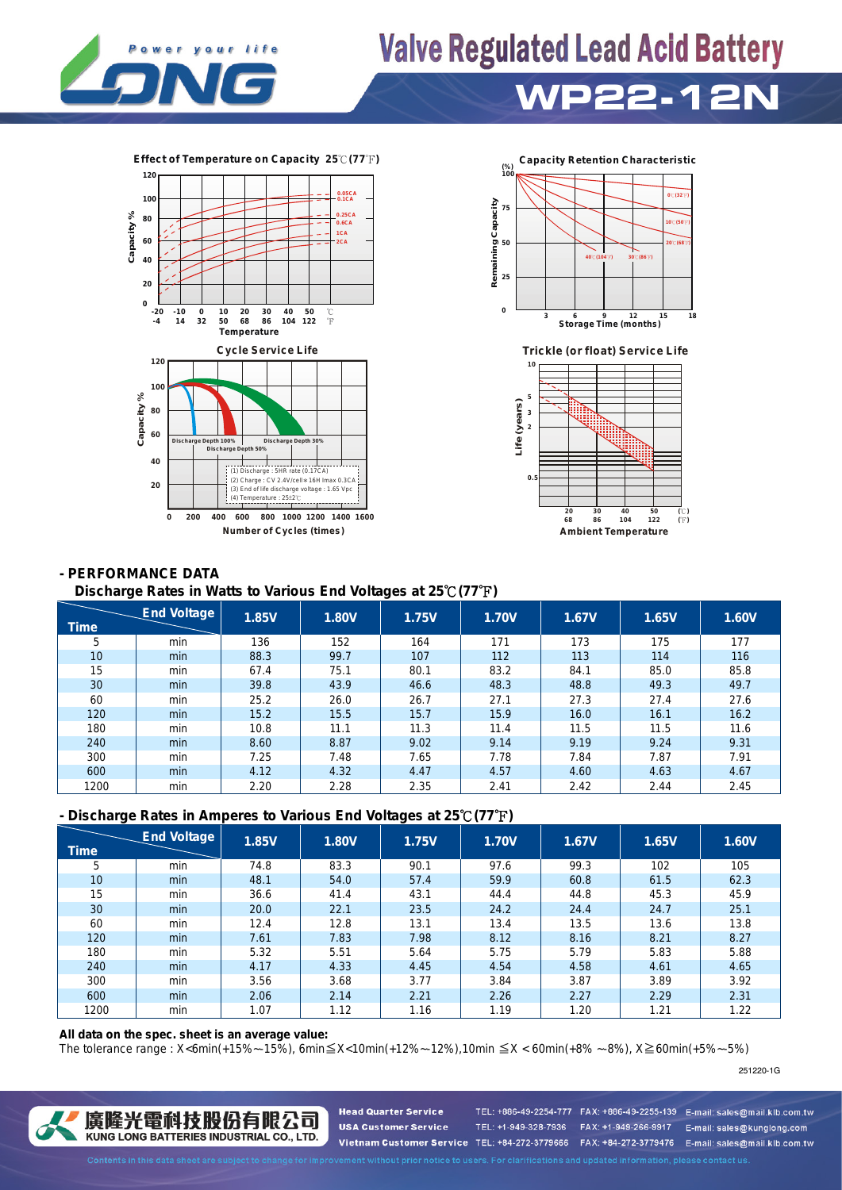# Valve Regulated Lead Acid Battery

## WP22-12N

Effect of Temperature on Capacity 25℃(77℉)

120
100
80
60
40
20
0
Capacity %
0.05CA
0.1CA
0.25CA
0.6CA
1CA
2CA
-20 -10 0 10 20 30 40 50 ℃
-4 14 32 50 68 86 104 122 ℉
Temperature

Capacity Retention Characteristic

(%)
100
75
50
25
0
Remaining Capacity
0℃(32℉)
10℃(50℉)
20℃(68℉)
40℃(104℉)
30℃(86℉)
3 6 9 12 15 18
Storage Time (months)

Cycle Service Life

120
100
80
60
40
20
Capacity %
Discharge Depth 100%
Discharge Depth 50%
Discharge Depth 30%
(1) Discharge : 5HR rate (0.17CA)
(2) Charge : CV 2.4V/cell≡16H Imax 0.3CA
(3) End of life discharge voltage : 1.65 Vpc
(4) Temperature : 25±2℃
0 200 400 600 800 1000 1200 1400 1600
Number of Cycles (times)

Trickle (or float) Service Life

10
5
3
2
0.5
Life (years)
20 30 40 50 (℃)
68 86 104 122 (℉)
Ambient Temperature

## - PERFORMANCE DATA

### Discharge Rates in Watts to Various End Voltages at 25℃(77℉)

| Time | | 1.85V | 1.80V | 1.75V | 1.70V | 1.67V | 1.65V | 1.60V |
|---|---|---|---|---|---|---|---|---|
| 5 | min | 136 | 152 | 164 | 171 | 173 | 175 | 177 |
| 10 | min | 88.3 | 99.7 | 107 | 112 | 113 | 114 | 116 |
| 15 | min | 67.4 | 75.1 | 80.1 | 83.2 | 84.1 | 85.0 | 85.8 |
| 30 | min | 39.8 | 43.9 | 46.6 | 48.3 | 48.8 | 49.3 | 49.7 |
| 60 | min | 25.2 | 26.0 | 26.7 | 27.1 | 27.3 | 27.4 | 27.6 |
| 120 | min | 15.2 | 15.5 | 15.7 | 15.9 | 16.0 | 16.1 | 16.2 |
| 180 | min | 10.8 | 11.1 | 11.3 | 11.4 | 11.5 | 11.5 | 11.6 |
| 240 | min | 8.60 | 8.87 | 9.02 | 9.14 | 9.19 | 9.24 | 9.31 |
| 300 | min | 7.25 | 7.48 | 7.65 | 7.78 | 7.84 | 7.87 | 7.91 |
| 600 | min | 4.12 | 4.32 | 4.47 | 4.57 | 4.60 | 4.63 | 4.67 |
| 1200 | min | 2.20 | 2.28 | 2.35 | 2.41 | 2.42 | 2.44 | 2.45 |

### - Discharge Rates in Amperes to Various End Voltages at 25℃(77℉)

| Time | | 1.85V | 1.80V | 1.75V | 1.70V | 1.67V | 1.65V | 1.60V |
|---|---|---|---|---|---|---|---|---|
| 5 | min | 74.8 | 83.3 | 90.1 | 97.6 | 99.3 | 102 | 105 |
| 10 | min | 48.1 | 54.0 | 57.4 | 59.9 | 60.8 | 61.5 | 62.3 |
| 15 | min | 36.6 | 41.4 | 43.1 | 44.4 | 44.8 | 45.3 | 45.9 |
| 30 | min | 20.0 | 22.1 | 23.5 | 24.2 | 24.4 | 24.7 | 25.1 |
| 60 | min | 12.4 | 12.8 | 13.1 | 13.4 | 13.5 | 13.6 | 13.8 |
| 120 | min | 7.61 | 7.83 | 7.98 | 8.12 | 8.16 | 8.21 | 8.27 |
| 180 | min | 5.32 | 5.51 | 5.64 | 5.75 | 5.79 | 5.83 | 5.88 |
| 240 | min | 4.17 | 4.33 | 4.45 | 4.54 | 4.58 | 4.61 | 4.65 |
| 300 | min | 3.56 | 3.68 | 3.77 | 3.84 | 3.87 | 3.89 | 3.92 |
| 600 | min | 2.06 | 2.14 | 2.21 | 2.26 | 2.27 | 2.29 | 2.31 |
| 1200 | min | 1.07 | 1.12 | 1.16 | 1.19 | 1.20 | 1.21 | 1.22 |

**All data on the spec. sheet is an average value:**
The tolerance range : X<6min(+15%~15%), 6min≦X<10min(+12%~12%),10min ≦X < 60min(+8% ~8%), X≧60min(+5%~5%)

251220-1G

廣隆光電科技股份有限公司
KUNG LONG BATTERIES INDUSTRIAL CO., LTD.

| | | | |
|---|---|---|---|
| Head Quarter Service | TEL: +886-49-2254-777 | FAX: +886-49-2255-139 | E-mail: sales@mail.klb.com.tw |
| USA Customer Service | TEL: +1-949-328-7936 | FAX: +1-949-266-9917 | E-mail: sales@kunglong.com |
| Vietnam Customer Service | TEL: +84-272-3779666 | FAX: +84-272-3779476 | E-mail: sales@mail.klb.com.tw |

Contents in this data sheet are subject to change for improvement without prior notice to users. For clarifications and updated information, please contact us.